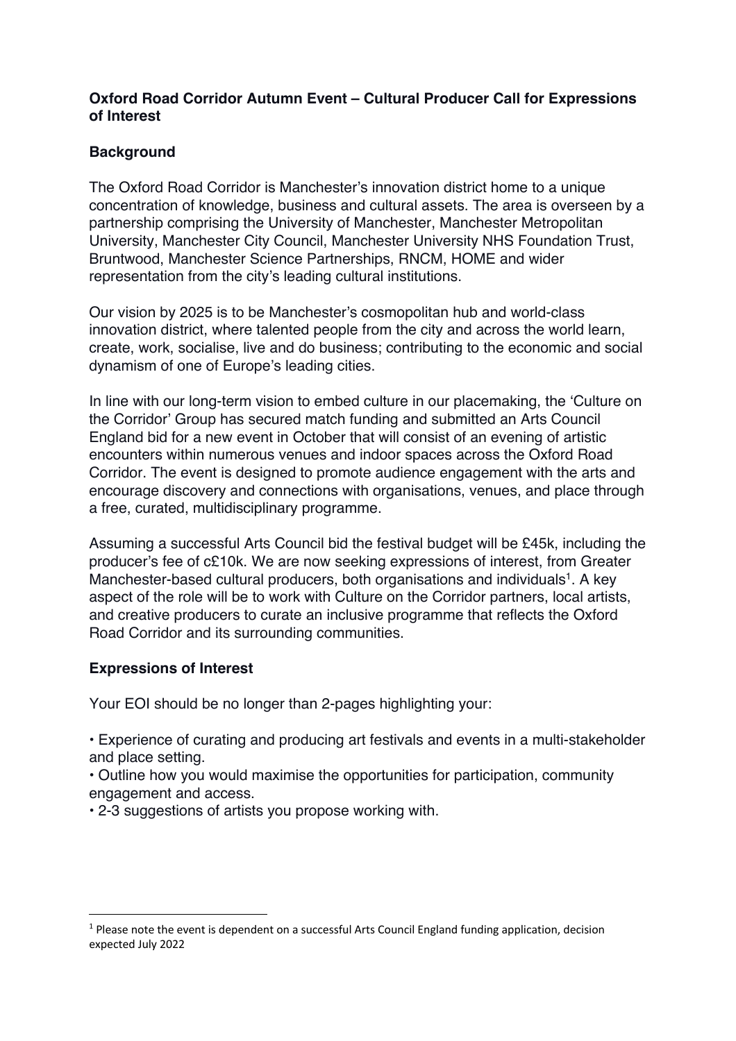## Oxford Road Corridor Autumn Event – Cultural Producer Call for Expressions of Interest

### Background

The Oxford Road Corridor is Manchester's innovation district home to a unique concentration of knowledge, business and cultural assets. The area is overseen by a partnership comprising the University of Manchester, Manchester Metropolitan University, Manchester City Council, Manchester University NHS Foundation Trust, Bruntwood, Manchester Science Partnerships, RNCM, HOME and wider representation from the city's leading cultural institutions.

Our vision by 2025 is to be Manchester's cosmopolitan hub and world-class innovation district, where talented people from the city and across the world learn, create, work, socialise, live and do business; contributing to the economic and social dynamism of one of Europe's leading cities.

In line with our long-term vision to embed culture in our placemaking, the 'Culture on the Corridor' Group has secured match funding and submitted an Arts Council England bid for a new event in October that will consist of an evening of artistic encounters within numerous venues and indoor spaces across the Oxford Road Corridor. The event is designed to promote audience engagement with the arts and encourage discovery and connections with organisations, venues, and place through a free, curated, multidisciplinary programme.

Assuming a successful Arts Council bid the festival budget will be £45k, including the producer's fee of c£10k. We are now seeking expressions of interest, from Greater Manchester-based cultural producers, both organisations and individuals[1]. A key aspect of the role will be to work with Culture on the Corridor partners, local artists, and creative producers to curate an inclusive programme that reflects the Oxford Road Corridor and its surrounding communities.

### Expressions of Interest

Your EOI should be no longer than 2-pages highlighting your:

- Experience of curating and producing art festivals and events in a multi-stakeholder and place setting.
- Outline how you would maximise the opportunities for participation, community engagement and access.
- 2-3 suggestions of artists you propose working with.

[1] Please note the event is dependent on a successful Arts Council England funding application, decision expected July 2022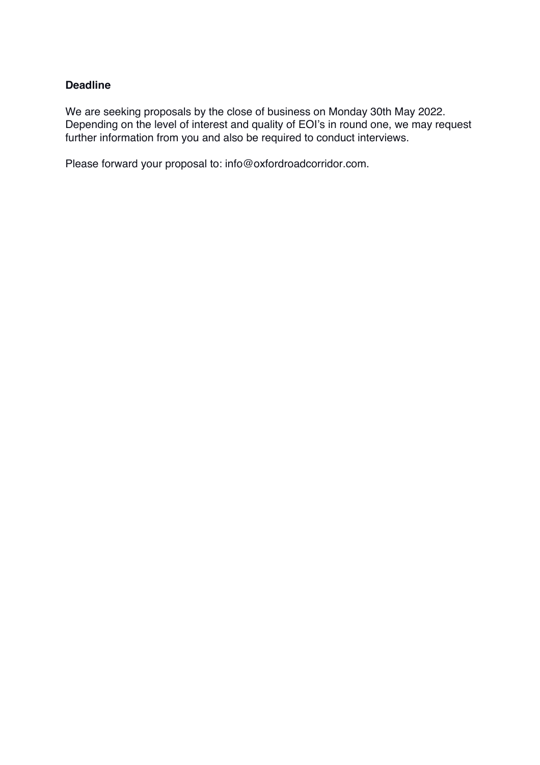**Deadline**

We are seeking proposals by the close of business on Monday 30th May 2022. Depending on the level of interest and quality of EOI's in round one, we may request further information from you and also be required to conduct interviews.

Please forward your proposal to: info@oxfordroadcorridor.com.